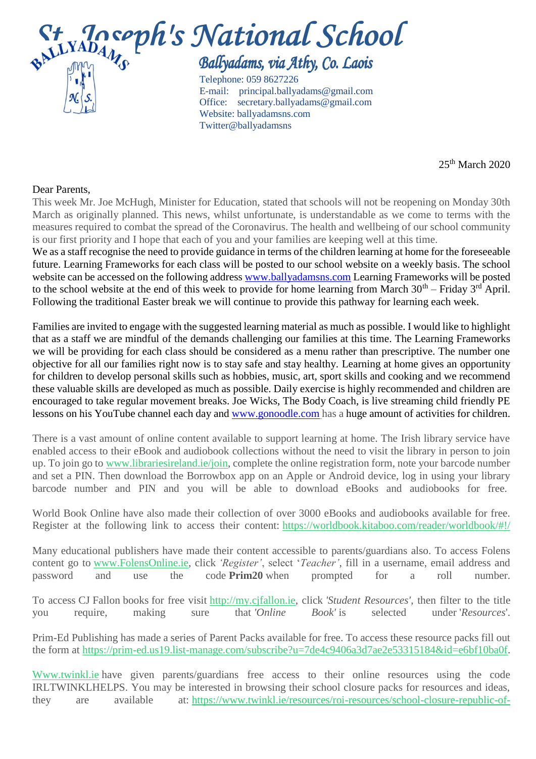# St. Joseph's National School

## Ballyadams, via Athy, Co. Laois

Telephone: 059 8627226
E-mail: principal.ballyadams@gmail.com
Office: secretary.ballyadams@gmail.com
Website: ballyadamsns.com
Twitter@ballyadamsns

25th March 2020

Dear Parents,

This week Mr. Joe McHugh, Minister for Education, stated that schools will not be reopening on Monday 30th March as originally planned. This news, whilst unfortunate, is understandable as we come to terms with the measures required to combat the spread of the Coronavirus. The health and wellbeing of our school community is our first priority and I hope that each of you and your families are keeping well at this time.

We as a staff recognise the need to provide guidance in terms of the children learning at home for the foreseeable future. Learning Frameworks for each class will be posted to our school website on a weekly basis. The school website can be accessed on the following address www.ballyadamsns.com Learning Frameworks will be posted to the school website at the end of this week to provide for home learning from March 30th – Friday 3rd April. Following the traditional Easter break we will continue to provide this pathway for learning each week.

Families are invited to engage with the suggested learning material as much as possible. I would like to highlight that as a staff we are mindful of the demands challenging our families at this time. The Learning Frameworks we will be providing for each class should be considered as a menu rather than prescriptive. The number one objective for all our families right now is to stay safe and stay healthy. Learning at home gives an opportunity for children to develop personal skills such as hobbies, music, art, sport skills and cooking and we recommend these valuable skills are developed as much as possible. Daily exercise is highly recommended and children are encouraged to take regular movement breaks. Joe Wicks, The Body Coach, is live streaming child friendly PE lessons on his YouTube channel each day and www.gonoodle.com has a huge amount of activities for children.

There is a vast amount of online content available to support learning at home. The Irish library service have enabled access to their eBook and audiobook collections without the need to visit the library in person to join up. To join go to www.librariesireland.ie/join, complete the online registration form, note your barcode number and set a PIN. Then download the Borrowbox app on an Apple or Android device, log in using your library barcode number and PIN and you will be able to download eBooks and audiobooks for free.

World Book Online have also made their collection of over 3000 eBooks and audiobooks available for free. Register at the following link to access their content: https://worldbook.kitaboo.com/reader/worldbook/#!/

Many educational publishers have made their content accessible to parents/guardians also. To access Folens content go to www.FolensOnline.ie, click *'Register'*, select '*Teacher'*, fill in a username, email address and password and use the code **Prim20** when prompted for a roll number.

To access CJ Fallon books for free visit http://my.cjfallon.ie, click *'Student Resources'*, then filter to the title you require, making sure that *'Online Book'* is selected under '*Resources*'.

Prim-Ed Publishing has made a series of Parent Packs available for free. To access these resource packs fill out the form at https://prim-ed.us19.list-manage.com/subscribe?u=7de4c9406a3d7ae2e53315184&id=e6bf10ba0f.

Www.twinkl.ie have given parents/guardians free access to their online resources using the code IRLTWINKLHELPS. You may be interested in browsing their school closure packs for resources and ideas, they are available at: https://www.twinkl.ie/resources/roi-resources/school-closure-republic-of-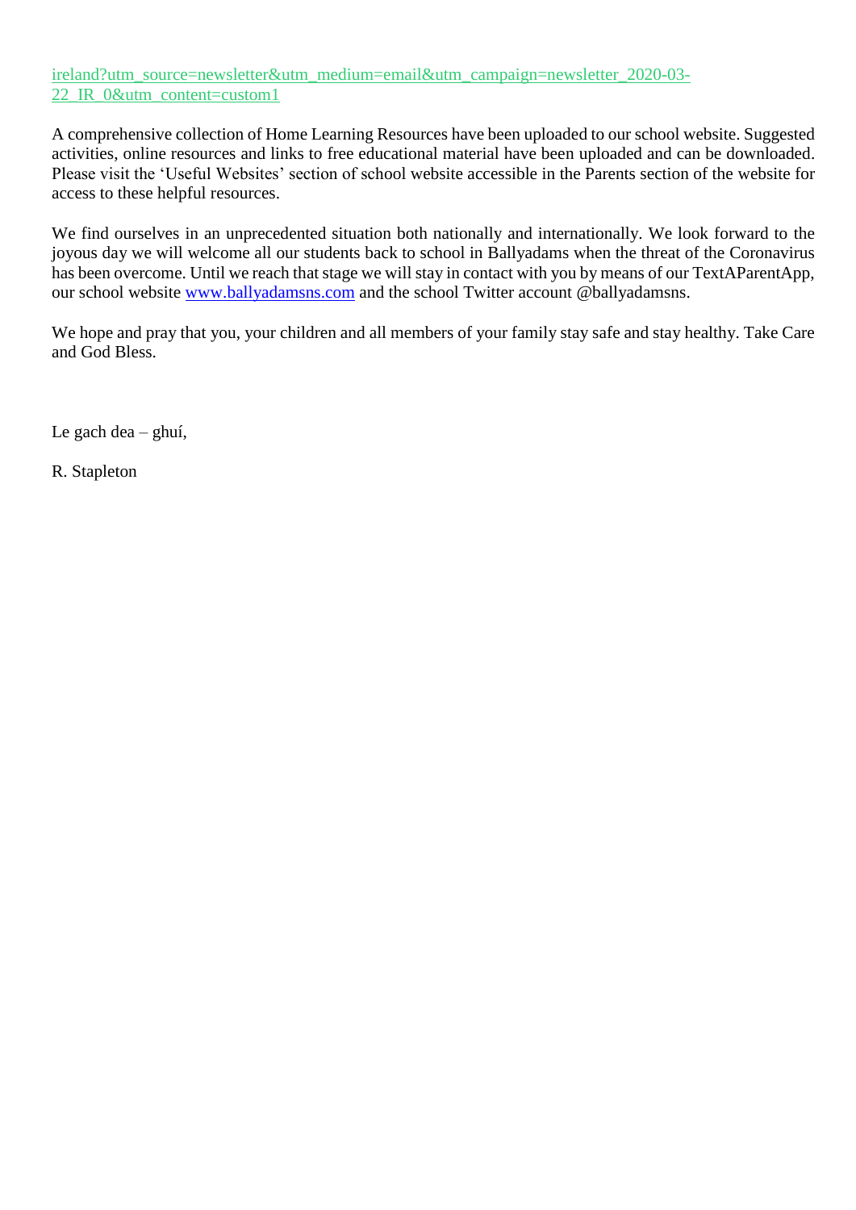ireland?utm_source=newsletter&utm_medium=email&utm_campaign=newsletter_2020-03-22_IR_0&utm_content=custom1

A comprehensive collection of Home Learning Resources have been uploaded to our school website. Suggested activities, online resources and links to free educational material have been uploaded and can be downloaded. Please visit the 'Useful Websites' section of school website accessible in the Parents section of the website for access to these helpful resources.

We find ourselves in an unprecedented situation both nationally and internationally. We look forward to the joyous day we will welcome all our students back to school in Ballyadams when the threat of the Coronavirus has been overcome. Until we reach that stage we will stay in contact with you by means of our TextAParentApp, our school website www.ballyadamsns.com and the school Twitter account @ballyadamsns.

We hope and pray that you, your children and all members of your family stay safe and stay healthy. Take Care and God Bless.

Le gach dea – ghuí,

R. Stapleton